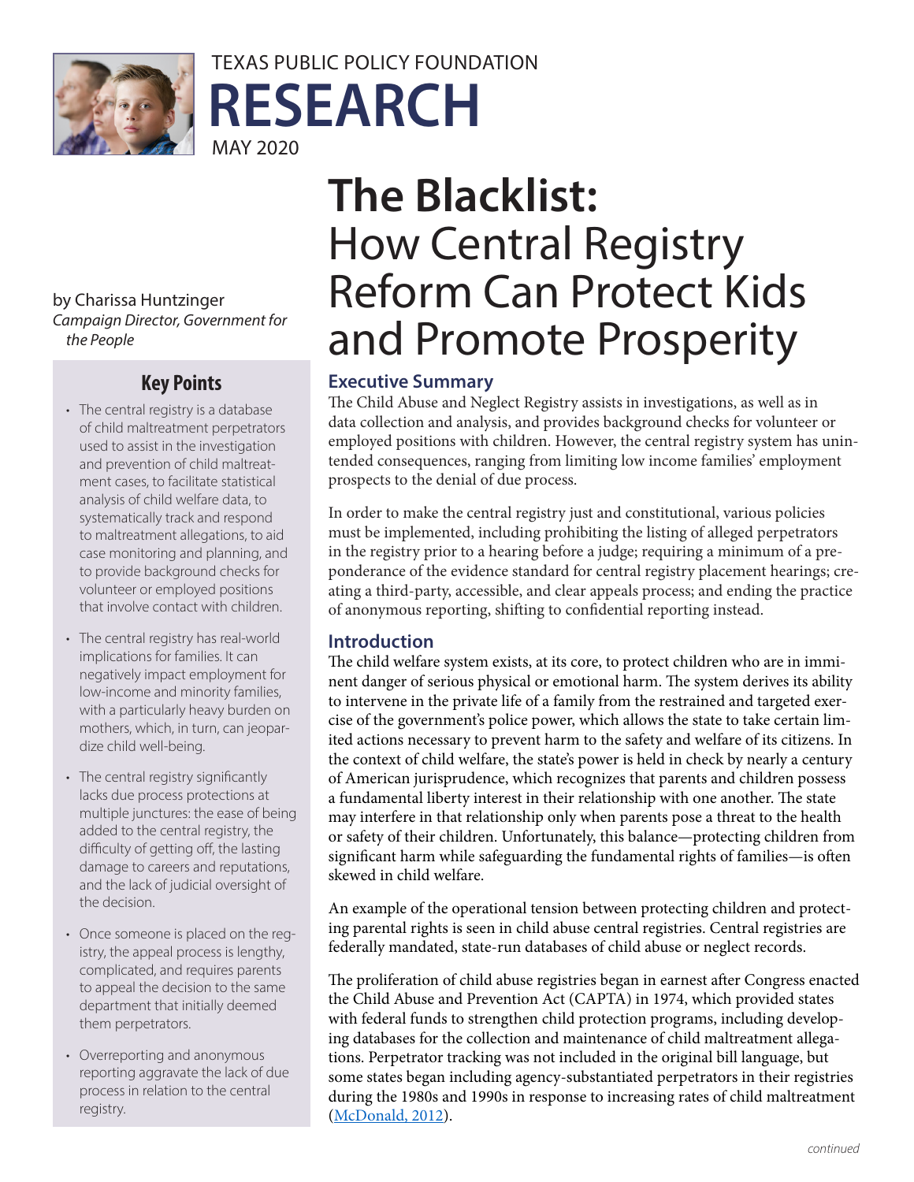TEXAS PUBLIC POLICY FOUNDATION

RESEARCH

MAY 2020

# The Blacklist: How Central Registry Reform Can Protect Kids and Promote Prosperity

by Charissa Huntzinger
*Campaign Director, Government for the People*

## Key Points

- The central registry is a database of child maltreatment perpetrators used to assist in the investigation and prevention of child maltreatment cases, to facilitate statistical analysis of child welfare data, to systematically track and respond to maltreatment allegations, to aid case monitoring and planning, and to provide background checks for volunteer or employed positions that involve contact with children.
- The central registry has real-world implications for families. It can negatively impact employment for low-income and minority families, with a particularly heavy burden on mothers, which, in turn, can jeopardize child well-being.
- The central registry significantly lacks due process protections at multiple junctures: the ease of being added to the central registry, the difficulty of getting off, the lasting damage to careers and reputations, and the lack of judicial oversight of the decision.
- Once someone is placed on the registry, the appeal process is lengthy, complicated, and requires parents to appeal the decision to the same department that initially deemed them perpetrators.
- Overreporting and anonymous reporting aggravate the lack of due process in relation to the central registry.

## Executive Summary

The Child Abuse and Neglect Registry assists in investigations, as well as in data collection and analysis, and provides background checks for volunteer or employed positions with children. However, the central registry system has unintended consequences, ranging from limiting low income families' employment prospects to the denial of due process.

In order to make the central registry just and constitutional, various policies must be implemented, including prohibiting the listing of alleged perpetrators in the registry prior to a hearing before a judge; requiring a minimum of a preponderance of the evidence standard for central registry placement hearings; creating a third-party, accessible, and clear appeals process; and ending the practice of anonymous reporting, shifting to confidential reporting instead.

## Introduction

The child welfare system exists, at its core, to protect children who are in imminent danger of serious physical or emotional harm. The system derives its ability to intervene in the private life of a family from the restrained and targeted exercise of the government's police power, which allows the state to take certain limited actions necessary to prevent harm to the safety and welfare of its citizens. In the context of child welfare, the state's power is held in check by nearly a century of American jurisprudence, which recognizes that parents and children possess a fundamental liberty interest in their relationship with one another. The state may interfere in that relationship only when parents pose a threat to the health or safety of their children. Unfortunately, this balance—protecting children from significant harm while safeguarding the fundamental rights of families—is often skewed in child welfare.

An example of the operational tension between protecting children and protecting parental rights is seen in child abuse central registries. Central registries are federally mandated, state-run databases of child abuse or neglect records.

The proliferation of child abuse registries began in earnest after Congress enacted the Child Abuse and Prevention Act (CAPTA) in 1974, which provided states with federal funds to strengthen child protection programs, including developing databases for the collection and maintenance of child maltreatment allegations. Perpetrator tracking was not included in the original bill language, but some states began including agency-substantiated perpetrators in their registries during the 1980s and 1990s in response to increasing rates of child maltreatment (McDonald, 2012).

*continued*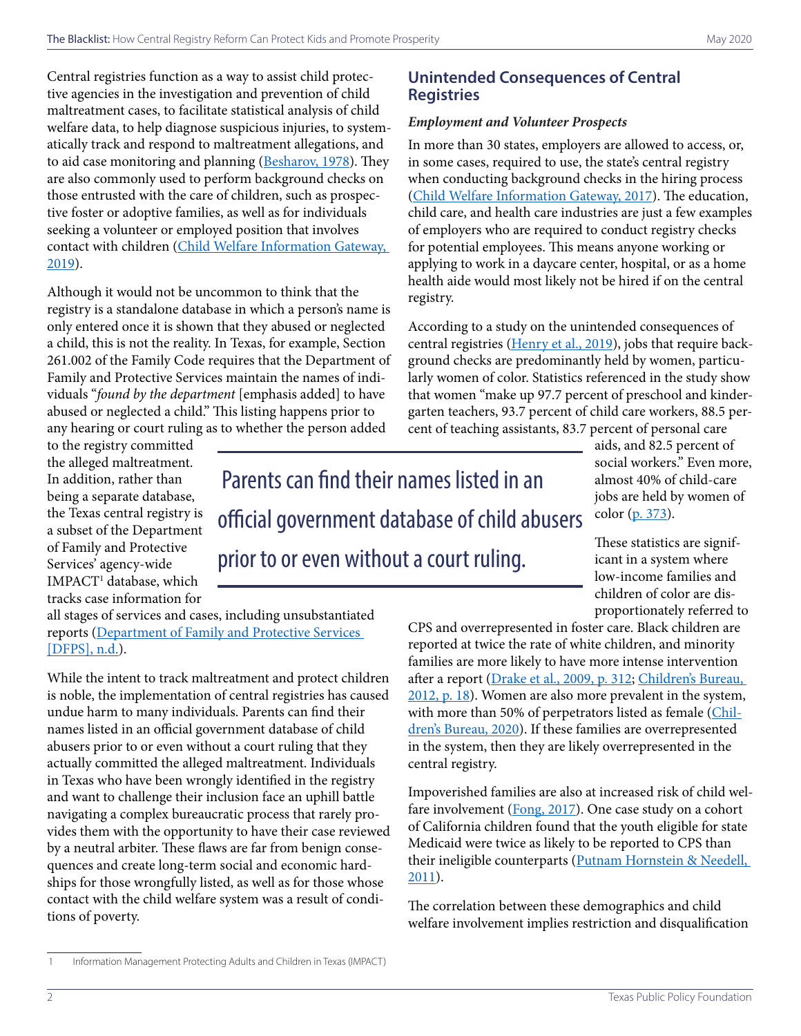Central registries function as a way to assist child protective agencies in the investigation and prevention of child maltreatment cases, to facilitate statistical analysis of child welfare data, to help diagnose suspicious injuries, to systematically track and respond to maltreatment allegations, and to aid case monitoring and planning (Besharov, 1978). They are also commonly used to perform background checks on those entrusted with the care of children, such as prospective foster or adoptive families, as well as for individuals seeking a volunteer or employed position that involves contact with children (Child Welfare Information Gateway, 2019).

Although it would not be uncommon to think that the registry is a standalone database in which a person's name is only entered once it is shown that they abused or neglected a child, this is not the reality. In Texas, for example, Section 261.002 of the Family Code requires that the Department of Family and Protective Services maintain the names of individuals "*found by the department* [emphasis added] to have abused or neglected a child." This listing happens prior to any hearing or court ruling as to whether the person added to the registry committed the alleged maltreatment. In addition, rather than being a separate database, the Texas central registry is a subset of the Department of Family and Protective Services' agency-wide IMPACT[1] database, which tracks case information for all stages of services and cases, including unsubstantiated reports (Department of Family and Protective Services [DFPS], n.d.).

> Parents can find their names listed in an official government database of child abusers prior to or even without a court ruling.

While the intent to track maltreatment and protect children is noble, the implementation of central registries has caused undue harm to many individuals. Parents can find their names listed in an official government database of child abusers prior to or even without a court ruling that they actually committed the alleged maltreatment. Individuals in Texas who have been wrongly identified in the registry and want to challenge their inclusion face an uphill battle navigating a complex bureaucratic process that rarely provides them with the opportunity to have their case reviewed by a neutral arbiter. These flaws are far from benign consequences and create long-term social and economic hardships for those wrongfully listed, as well as for those whose contact with the child welfare system was a result of conditions of poverty.

## Unintended Consequences of Central Registries

### *Employment and Volunteer Prospects*

In more than 30 states, employers are allowed to access, or, in some cases, required to use, the state's central registry when conducting background checks in the hiring process (Child Welfare Information Gateway, 2017). The education, child care, and health care industries are just a few examples of employers who are required to conduct registry checks for potential employees. This means anyone working or applying to work in a daycare center, hospital, or as a home health aide would most likely not be hired if on the central registry.

According to a study on the unintended consequences of central registries (Henry et al., 2019), jobs that require background checks are predominantly held by women, particularly women of color. Statistics referenced in the study show that women "make up 97.7 percent of preschool and kindergarten teachers, 93.7 percent of child care workers, 88.5 percent of teaching assistants, 83.7 percent of personal care aids, and 82.5 percent of social workers." Even more, almost 40% of child-care jobs are held by women of color (p. 373).

These statistics are significant in a system where low-income families and children of color are disproportionately referred to CPS and overrepresented in foster care. Black children are reported at twice the rate of white children, and minority families are more likely to have more intense intervention after a report (Drake et al., 2009, p. 312; Children's Bureau, 2012, p. 18). Women are also more prevalent in the system, with more than 50% of perpetrators listed as female (Children's Bureau, 2020). If these families are overrepresented in the system, then they are likely overrepresented in the central registry.

Impoverished families are also at increased risk of child welfare involvement (Fong, 2017). One case study on a cohort of California children found that the youth eligible for state Medicaid were twice as likely to be reported to CPS than their ineligible counterparts (Putnam Hornstein & Needell, 2011).

The correlation between these demographics and child welfare involvement implies restriction and disqualification

---

1 Information Management Protecting Adults and Children in Texas (IMPACT)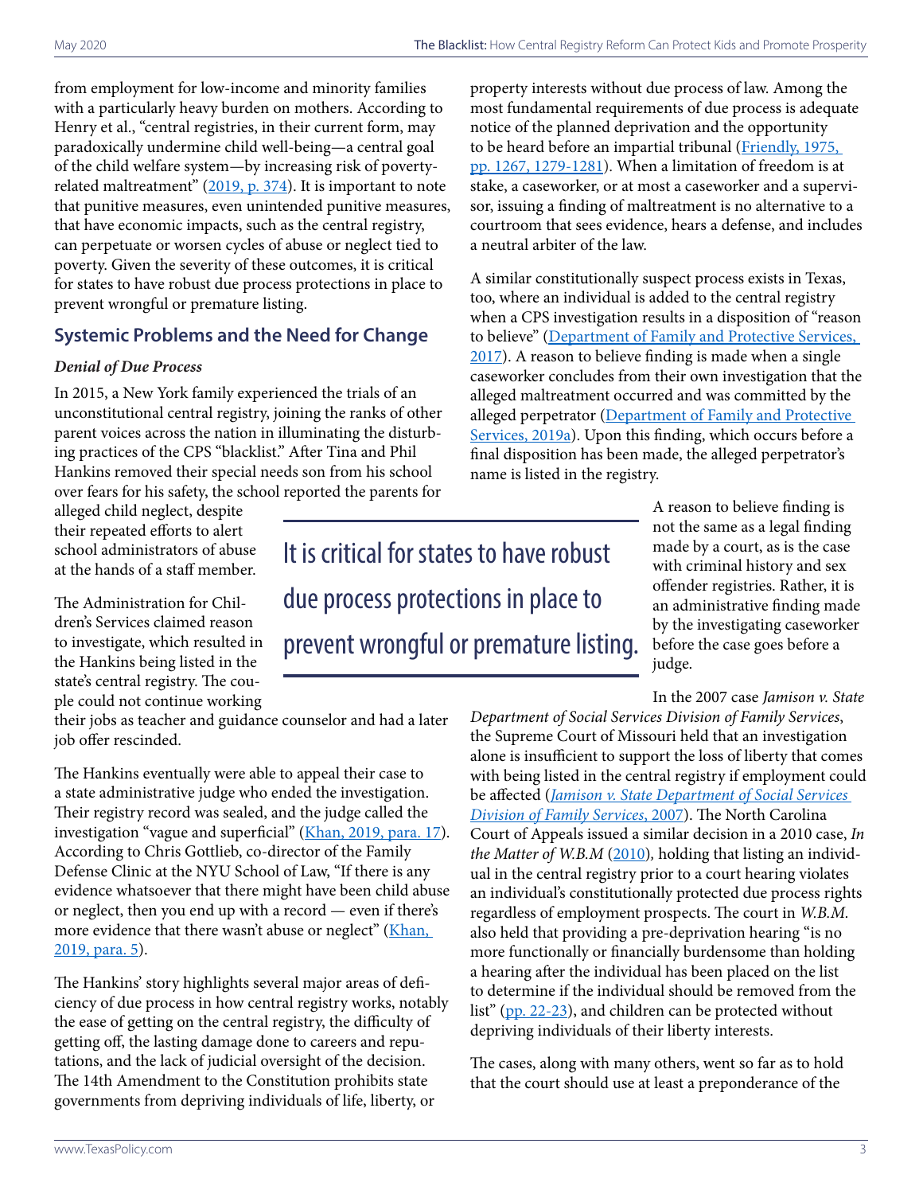from employment for low-income and minority families with a particularly heavy burden on mothers. According to Henry et al., "central registries, in their current form, may paradoxically undermine child well-being—a central goal of the child welfare system—by increasing risk of poverty-related maltreatment" (2019, p. 374). It is important to note that punitive measures, even unintended punitive measures, that have economic impacts, such as the central registry, can perpetuate or worsen cycles of abuse or neglect tied to poverty. Given the severity of these outcomes, it is critical for states to have robust due process protections in place to prevent wrongful or premature listing.

## Systemic Problems and the Need for Change

### *Denial of Due Process*

In 2015, a New York family experienced the trials of an unconstitutional central registry, joining the ranks of other parent voices across the nation in illuminating the disturbing practices of the CPS "blacklist." After Tina and Phil Hankins removed their special needs son from his school over fears for his safety, the school reported the parents for alleged child neglect, despite their repeated efforts to alert school administrators of abuse at the hands of a staff member.

The Administration for Children's Services claimed reason to investigate, which resulted in the Hankins being listed in the state's central registry. The couple could not continue working their jobs as teacher and guidance counselor and had a later job offer rescinded.

The Hankins eventually were able to appeal their case to a state administrative judge who ended the investigation. Their registry record was sealed, and the judge called the investigation "vague and superficial" (Khan, 2019, para. 17). According to Chris Gottlieb, co-director of the Family Defense Clinic at the NYU School of Law, "If there is any evidence whatsoever that there might have been child abuse or neglect, then you end up with a record — even if there's more evidence that there wasn't abuse or neglect" (Khan, 2019, para. 5).

The Hankins' story highlights several major areas of deficiency of due process in how central registry works, notably the ease of getting on the central registry, the difficulty of getting off, the lasting damage done to careers and reputations, and the lack of judicial oversight of the decision. The 14th Amendment to the Constitution prohibits state governments from depriving individuals of life, liberty, or property interests without due process of law. Among the most fundamental requirements of due process is adequate notice of the planned deprivation and the opportunity to be heard before an impartial tribunal (Friendly, 1975, pp. 1267, 1279-1281). When a limitation of freedom is at stake, a caseworker, or at most a caseworker and a supervisor, issuing a finding of maltreatment is no alternative to a courtroom that sees evidence, hears a defense, and includes a neutral arbiter of the law.

A similar constitutionally suspect process exists in Texas, too, where an individual is added to the central registry when a CPS investigation results in a disposition of "reason to believe" (Department of Family and Protective Services, 2017). A reason to believe finding is made when a single caseworker concludes from their own investigation that the alleged maltreatment occurred and was committed by the alleged perpetrator (Department of Family and Protective Services, 2019a). Upon this finding, which occurs before a final disposition has been made, the alleged perpetrator's name is listed in the registry.

> It is critical for states to have robust due process protections in place to prevent wrongful or premature listing.

A reason to believe finding is not the same as a legal finding made by a court, as is the case with criminal history and sex offender registries. Rather, it is an administrative finding made by the investigating caseworker before the case goes before a judge.

In the 2007 case *Jamison v. State Department of Social Services Division of Family Services*, the Supreme Court of Missouri held that an investigation alone is insufficient to support the loss of liberty that comes with being listed in the central registry if employment could be affected (*Jamison v. State Department of Social Services Division of Family Services*, 2007). The North Carolina Court of Appeals issued a similar decision in a 2010 case, *In the Matter of W.B.M* (2010), holding that listing an individual in the central registry prior to a court hearing violates an individual's constitutionally protected due process rights regardless of employment prospects. The court in *W.B.M.* also held that providing a pre-deprivation hearing "is no more functionally or financially burdensome than holding a hearing after the individual has been placed on the list to determine if the individual should be removed from the list" (pp. 22-23), and children can be protected without depriving individuals of their liberty interests.

The cases, along with many others, went so far as to hold that the court should use at least a preponderance of the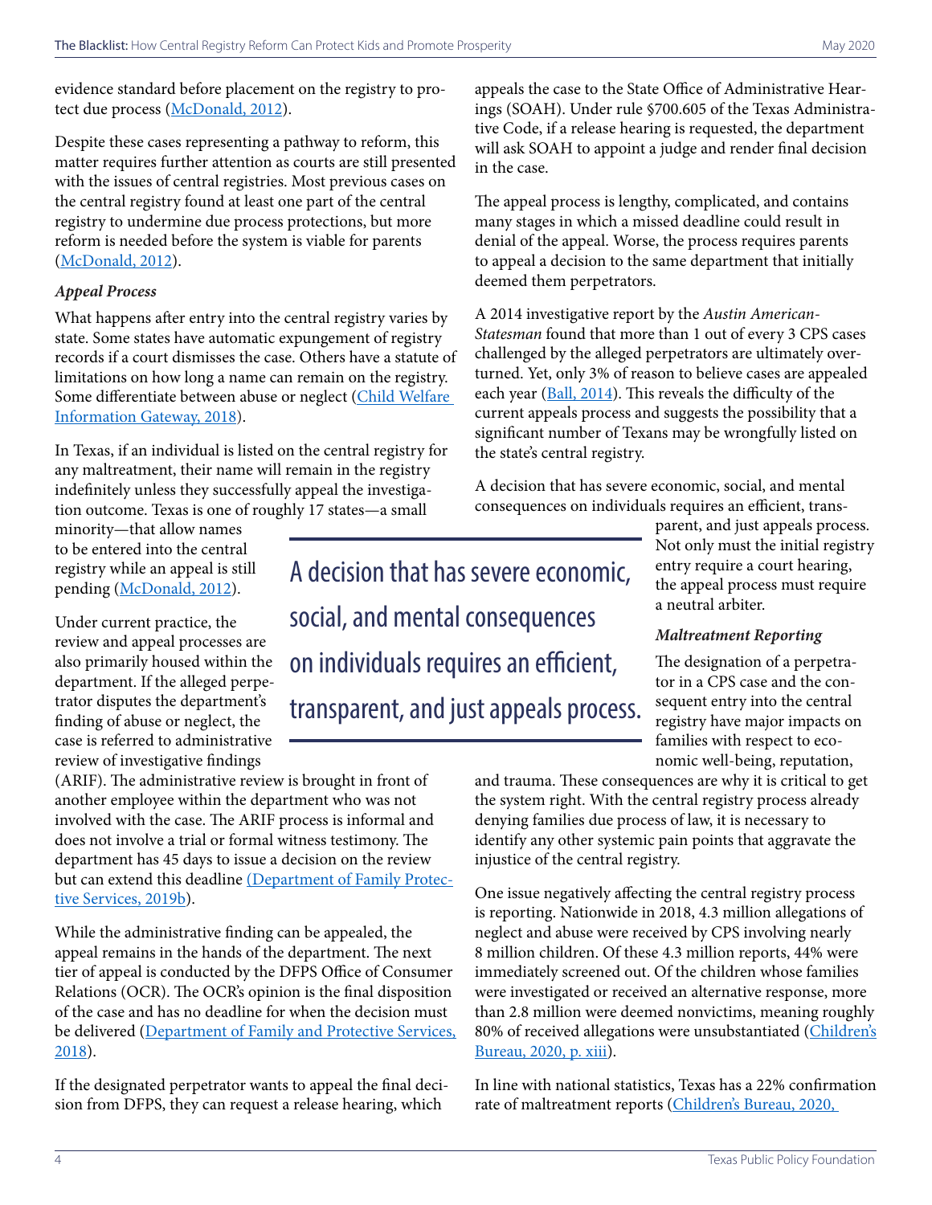evidence standard before placement on the registry to protect due process (McDonald, 2012).

Despite these cases representing a pathway to reform, this matter requires further attention as courts are still presented with the issues of central registries. Most previous cases on the central registry found at least one part of the central registry to undermine due process protections, but more reform is needed before the system is viable for parents (McDonald, 2012).

***Appeal Process***

What happens after entry into the central registry varies by state. Some states have automatic expungement of registry records if a court dismisses the case. Others have a statute of limitations on how long a name can remain on the registry. Some differentiate between abuse or neglect (Child Welfare Information Gateway, 2018).

In Texas, if an individual is listed on the central registry for any maltreatment, their name will remain in the registry indefinitely unless they successfully appeal the investigation outcome. Texas is one of roughly 17 states—a small minority—that allow names to be entered into the central registry while an appeal is still pending (McDonald, 2012).

Under current practice, the review and appeal processes are also primarily housed within the department. If the alleged perpetrator disputes the department's finding of abuse or neglect, the case is referred to administrative review of investigative findings (ARIF). The administrative review is brought in front of another employee within the department who was not involved with the case. The ARIF process is informal and does not involve a trial or formal witness testimony. The department has 45 days to issue a decision on the review but can extend this deadline (Department of Family Protective Services, 2019b).

While the administrative finding can be appealed, the appeal remains in the hands of the department. The next tier of appeal is conducted by the DFPS Office of Consumer Relations (OCR). The OCR's opinion is the final disposition of the case and has no deadline for when the decision must be delivered (Department of Family and Protective Services, 2018).

If the designated perpetrator wants to appeal the final decision from DFPS, they can request a release hearing, which appeals the case to the State Office of Administrative Hearings (SOAH). Under rule §700.605 of the Texas Administrative Code, if a release hearing is requested, the department will ask SOAH to appoint a judge and render final decision in the case.

The appeal process is lengthy, complicated, and contains many stages in which a missed deadline could result in denial of the appeal. Worse, the process requires parents to appeal a decision to the same department that initially deemed them perpetrators.

A 2014 investigative report by the *Austin American-Statesman* found that more than 1 out of every 3 CPS cases challenged by the alleged perpetrators are ultimately overturned. Yet, only 3% of reason to believe cases are appealed each year (Ball, 2014). This reveals the difficulty of the current appeals process and suggests the possibility that a significant number of Texans may be wrongfully listed on the state's central registry.

A decision that has severe economic, social, and mental consequences on individuals requires an efficient, transparent, and just appeals process. Not only must the initial registry entry require a court hearing, the appeal process must require a neutral arbiter.

> A decision that has severe economic, social, and mental consequences on individuals requires an efficient, transparent, and just appeals process.

***Maltreatment Reporting***

The designation of a perpetrator in a CPS case and the consequent entry into the central registry have major impacts on families with respect to economic well-being, reputation, and trauma. These consequences are why it is critical to get the system right. With the central registry process already denying families due process of law, it is necessary to identify any other systemic pain points that aggravate the injustice of the central registry.

One issue negatively affecting the central registry process is reporting. Nationwide in 2018, 4.3 million allegations of neglect and abuse were received by CPS involving nearly 8 million children. Of these 4.3 million reports, 44% were immediately screened out. Of the children whose families were investigated or received an alternative response, more than 2.8 million were deemed nonvictims, meaning roughly 80% of received allegations were unsubstantiated (Children's Bureau, 2020, p. xiii).

In line with national statistics, Texas has a 22% confirmation rate of maltreatment reports (Children's Bureau, 2020,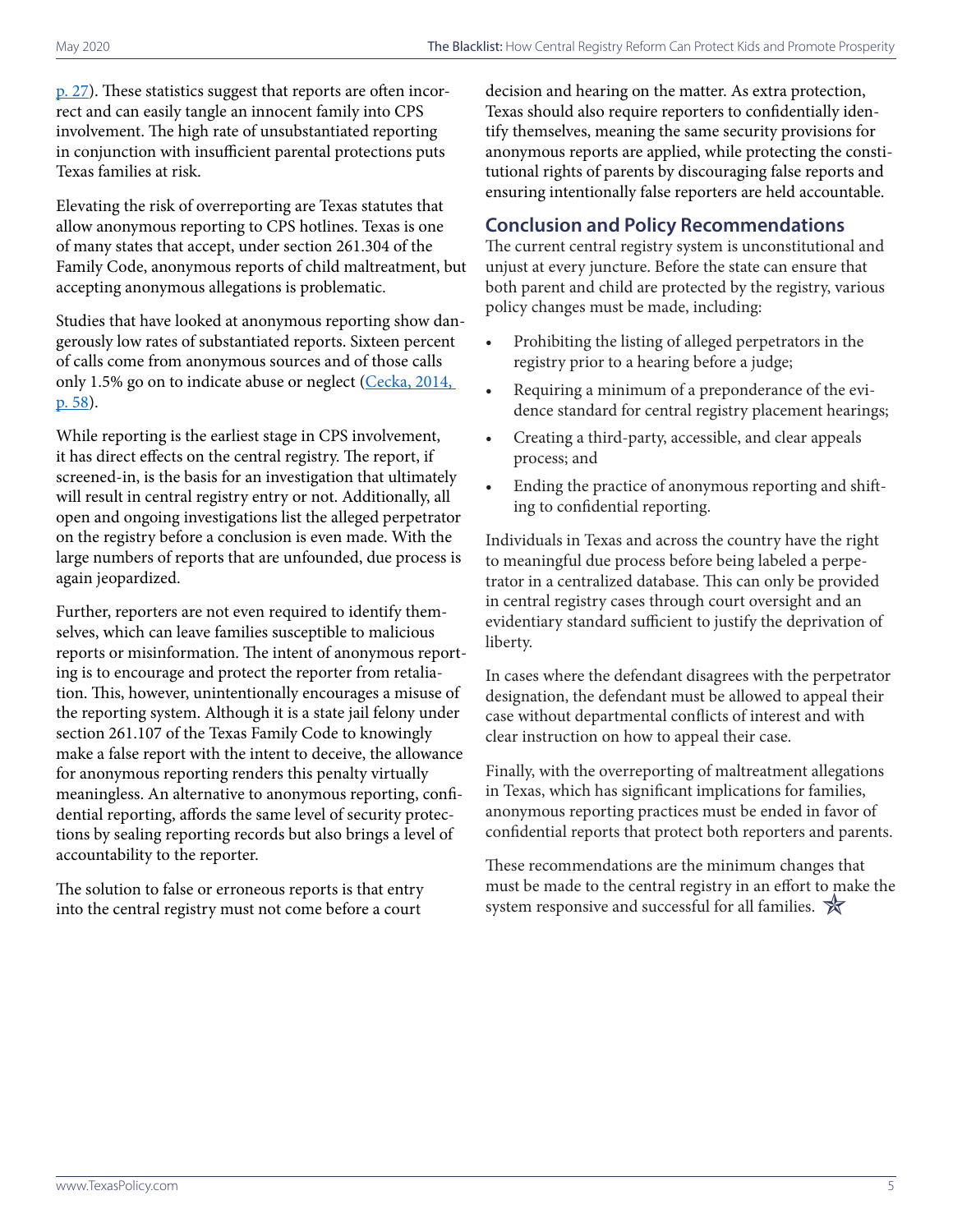p. 27). These statistics suggest that reports are often incorrect and can easily tangle an innocent family into CPS involvement. The high rate of unsubstantiated reporting in conjunction with insufficient parental protections puts Texas families at risk.

Elevating the risk of overreporting are Texas statutes that allow anonymous reporting to CPS hotlines. Texas is one of many states that accept, under section 261.304 of the Family Code, anonymous reports of child maltreatment, but accepting anonymous allegations is problematic.

Studies that have looked at anonymous reporting show dangerously low rates of substantiated reports. Sixteen percent of calls come from anonymous sources and of those calls only 1.5% go on to indicate abuse or neglect (Cecka, 2014, p. 58).

While reporting is the earliest stage in CPS involvement, it has direct effects on the central registry. The report, if screened-in, is the basis for an investigation that ultimately will result in central registry entry or not. Additionally, all open and ongoing investigations list the alleged perpetrator on the registry before a conclusion is even made. With the large numbers of reports that are unfounded, due process is again jeopardized.

Further, reporters are not even required to identify themselves, which can leave families susceptible to malicious reports or misinformation. The intent of anonymous reporting is to encourage and protect the reporter from retaliation. This, however, unintentionally encourages a misuse of the reporting system. Although it is a state jail felony under section 261.107 of the Texas Family Code to knowingly make a false report with the intent to deceive, the allowance for anonymous reporting renders this penalty virtually meaningless. An alternative to anonymous reporting, confidential reporting, affords the same level of security protections by sealing reporting records but also brings a level of accountability to the reporter.

The solution to false or erroneous reports is that entry into the central registry must not come before a court decision and hearing on the matter. As extra protection, Texas should also require reporters to confidentially identify themselves, meaning the same security provisions for anonymous reports are applied, while protecting the constitutional rights of parents by discouraging false reports and ensuring intentionally false reporters are held accountable.

## Conclusion and Policy Recommendations

The current central registry system is unconstitutional and unjust at every juncture. Before the state can ensure that both parent and child are protected by the registry, various policy changes must be made, including:

- Prohibiting the listing of alleged perpetrators in the registry prior to a hearing before a judge;
- Requiring a minimum of a preponderance of the evidence standard for central registry placement hearings;
- Creating a third-party, accessible, and clear appeals process; and
- Ending the practice of anonymous reporting and shifting to confidential reporting.

Individuals in Texas and across the country have the right to meaningful due process before being labeled a perpetrator in a centralized database. This can only be provided in central registry cases through court oversight and an evidentiary standard sufficient to justify the deprivation of liberty.

In cases where the defendant disagrees with the perpetrator designation, the defendant must be allowed to appeal their case without departmental conflicts of interest and with clear instruction on how to appeal their case.

Finally, with the overreporting of maltreatment allegations in Texas, which has significant implications for families, anonymous reporting practices must be ended in favor of confidential reports that protect both reporters and parents.

These recommendations are the minimum changes that must be made to the central registry in an effort to make the system responsive and successful for all families.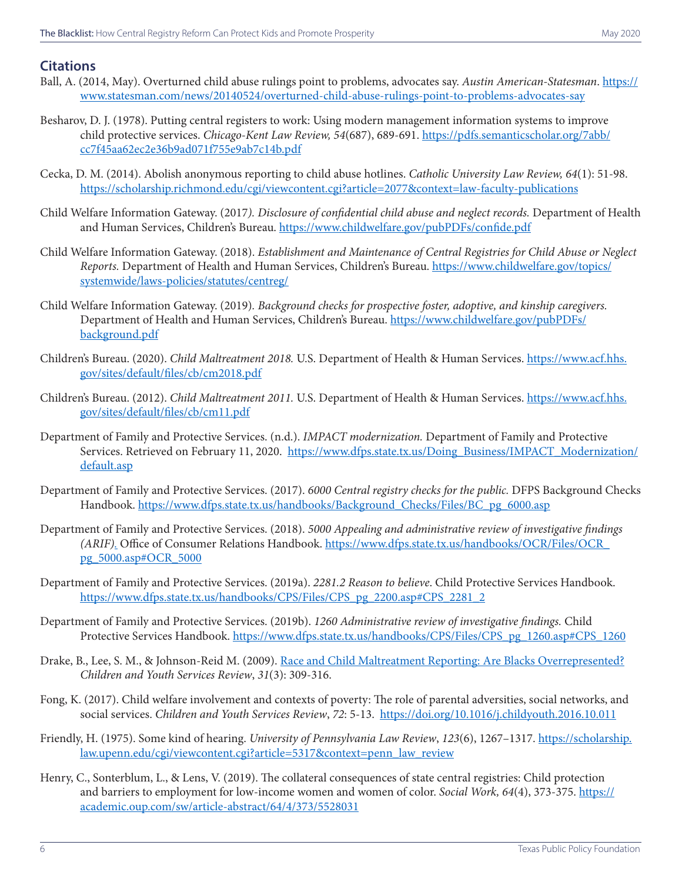## Citations

Ball, A. (2014, May). Overturned child abuse rulings point to problems, advocates say. *Austin American-Statesman*. https://www.statesman.com/news/20140524/overturned-child-abuse-rulings-point-to-problems-advocates-say

Besharov, D. J. (1978). Putting central registers to work: Using modern management information systems to improve child protective services. *Chicago-Kent Law Review, 54*(687), 689-691. https://pdfs.semanticscholar.org/7abb/cc7f45aa62ec2e36b9ad071f755e9ab7c14b.pdf

Cecka, D. M. (2014). Abolish anonymous reporting to child abuse hotlines. *Catholic University Law Review, 64*(1): 51-98. https://scholarship.richmond.edu/cgi/viewcontent.cgi?article=2077&context=law-faculty-publications

Child Welfare Information Gateway. (2017*). Disclosure of confidential child abuse and neglect records.* Department of Health and Human Services, Children's Bureau. https://www.childwelfare.gov/pubPDFs/confide.pdf

Child Welfare Information Gateway. (2018). *Establishment and Maintenance of Central Registries for Child Abuse or Neglect Reports.* Department of Health and Human Services, Children's Bureau. https://www.childwelfare.gov/topics/systemwide/laws-policies/statutes/centreg/

Child Welfare Information Gateway. (2019). *Background checks for prospective foster, adoptive, and kinship caregivers.* Department of Health and Human Services, Children's Bureau. https://www.childwelfare.gov/pubPDFs/background.pdf

Children's Bureau. (2020). *Child Maltreatment 2018.* U.S. Department of Health & Human Services. https://www.acf.hhs.gov/sites/default/files/cb/cm2018.pdf

Children's Bureau. (2012). *Child Maltreatment 2011.* U.S. Department of Health & Human Services. https://www.acf.hhs.gov/sites/default/files/cb/cm11.pdf

Department of Family and Protective Services. (n.d.). *IMPACT modernization.* Department of Family and Protective Services. Retrieved on February 11, 2020. https://www.dfps.state.tx.us/Doing_Business/IMPACT_Modernization/default.asp

Department of Family and Protective Services. (2017). *6000 Central registry checks for the public.* DFPS Background Checks Handbook. https://www.dfps.state.tx.us/handbooks/Background_Checks/Files/BC_pg_6000.asp

Department of Family and Protective Services. (2018). *5000 Appealing and administrative review of investigative findings (ARIF).* Office of Consumer Relations Handbook. https://www.dfps.state.tx.us/handbooks/OCR/Files/OCR_pg_5000.asp#OCR_5000

Department of Family and Protective Services. (2019a). *2281.2 Reason to believe*. Child Protective Services Handbook. https://www.dfps.state.tx.us/handbooks/CPS/Files/CPS_pg_2200.asp#CPS_2281_2

Department of Family and Protective Services. (2019b). *1260 Administrative review of investigative findings.* Child Protective Services Handbook. https://www.dfps.state.tx.us/handbooks/CPS/Files/CPS_pg_1260.asp#CPS_1260

Drake, B., Lee, S. M., & Johnson-Reid M. (2009). Race and Child Maltreatment Reporting: Are Blacks Overrepresented? *Children and Youth Services Review*, *31*(3): 309-316.

Fong, K. (2017). Child welfare involvement and contexts of poverty: The role of parental adversities, social networks, and social services. *Children and Youth Services Review*, *72*: 5-13. https://doi.org/10.1016/j.childyouth.2016.10.011

Friendly, H. (1975). Some kind of hearing. *University of Pennsylvania Law Review*, *123*(6), 1267–1317. https://scholarship.law.upenn.edu/cgi/viewcontent.cgi?article=5317&context=penn_law_review

Henry, C., Sonterblum, L., & Lens, V. (2019). The collateral consequences of state central registries: Child protection and barriers to employment for low-income women and women of color. *Social Work, 64*(4), 373-375. https://academic.oup.com/sw/article-abstract/64/4/373/5528031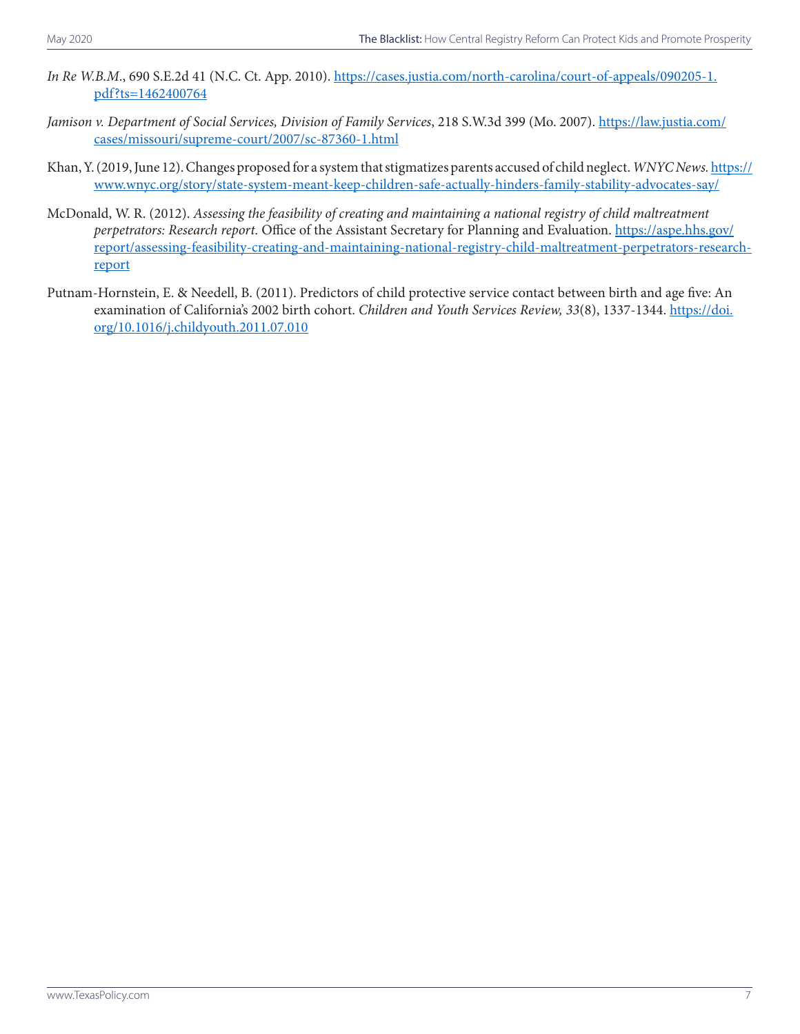*In Re W.B.M.*, 690 S.E.2d 41 (N.C. Ct. App. 2010). https://cases.justia.com/north-carolina/court-of-appeals/090205-1.pdf?ts=1462400764

*Jamison v. Department of Social Services, Division of Family Services*, 218 S.W.3d 399 (Mo. 2007). https://law.justia.com/cases/missouri/supreme-court/2007/sc-87360-1.html

Khan, Y. (2019, June 12). Changes proposed for a system that stigmatizes parents accused of child neglect. *WNYC News*. https://www.wnyc.org/story/state-system-meant-keep-children-safe-actually-hinders-family-stability-advocates-say/

McDonald, W. R. (2012). *Assessing the feasibility of creating and maintaining a national registry of child maltreatment perpetrators: Research report*. Office of the Assistant Secretary for Planning and Evaluation. https://aspe.hhs.gov/report/assessing-feasibility-creating-and-maintaining-national-registry-child-maltreatment-perpetrators-research-report

Putnam-Hornstein, E. & Needell, B. (2011). Predictors of child protective service contact between birth and age five: An examination of California's 2002 birth cohort. *Children and Youth Services Review, 33*(8), 1337-1344. https://doi.org/10.1016/j.childyouth.2011.07.010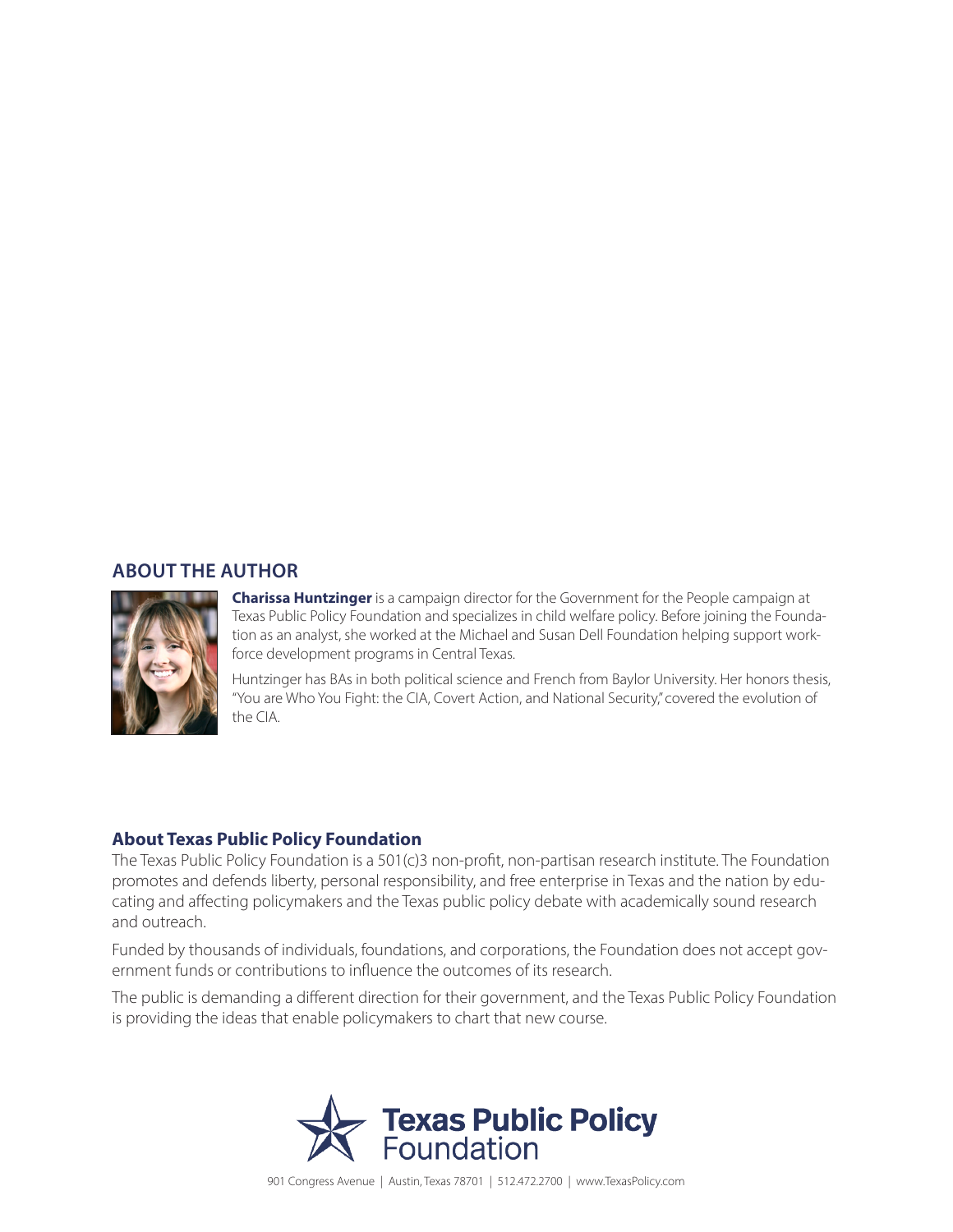## ABOUT THE AUTHOR

**Charissa Huntzinger** is a campaign director for the Government for the People campaign at Texas Public Policy Foundation and specializes in child welfare policy. Before joining the Foundation as an analyst, she worked at the Michael and Susan Dell Foundation helping support workforce development programs in Central Texas.

Huntzinger has BAs in both political science and French from Baylor University. Her honors thesis, "You are Who You Fight: the CIA, Covert Action, and National Security," covered the evolution of the CIA.

### About Texas Public Policy Foundation

The Texas Public Policy Foundation is a 501(c)3 non-profit, non-partisan research institute. The Foundation promotes and defends liberty, personal responsibility, and free enterprise in Texas and the nation by educating and affecting policymakers and the Texas public policy debate with academically sound research and outreach.

Funded by thousands of individuals, foundations, and corporations, the Foundation does not accept government funds or contributions to influence the outcomes of its research.

The public is demanding a different direction for their government, and the Texas Public Policy Foundation is providing the ideas that enable policymakers to chart that new course.

Texas Public Policy Foundation

901 Congress Avenue | Austin, Texas 78701 | 512.472.2700 | www.TexasPolicy.com